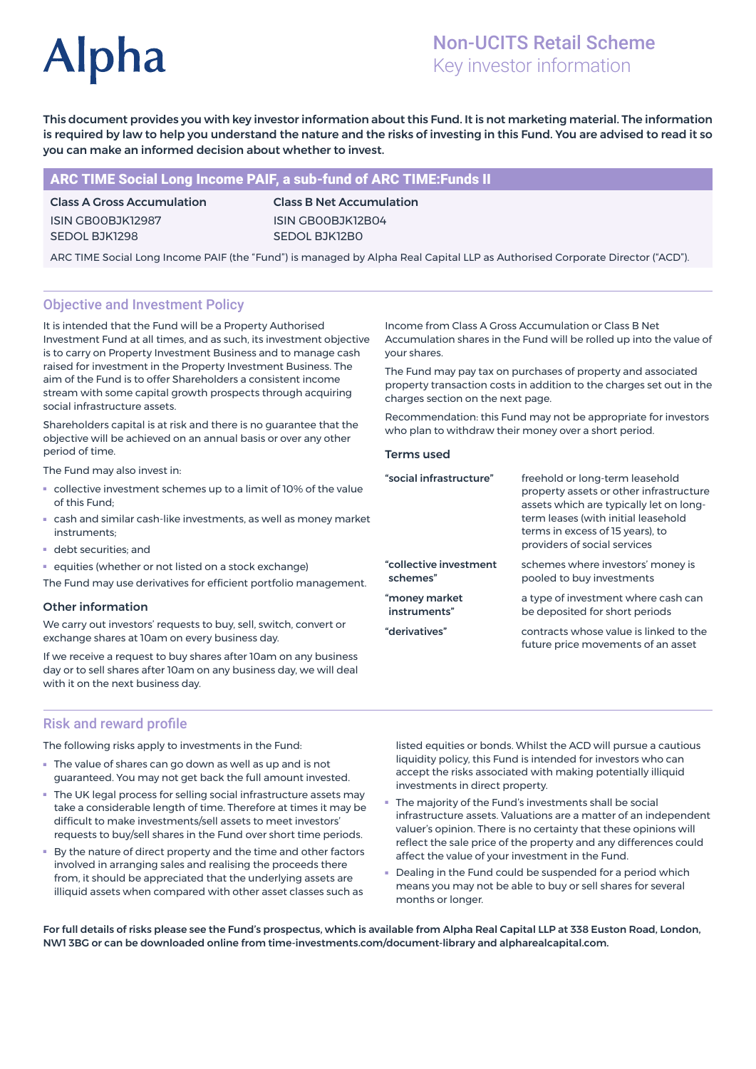# Alpha

## Non-UCITS Retail Scheme
Key investor information

**This document provides you with key investor information about this Fund. It is not marketing material. The information is required by law to help you understand the nature and the risks of investing in this Fund. You are advised to read it so you can make an informed decision about whether to invest.**

## ARC TIME Social Long Income PAIF, a sub-fund of ARC TIME:Funds II

| **Class A Gross Accumulation** | **Class B Net Accumulation** |
|---|---|
| ISIN GB00BJK12987 | ISIN GB00BJK12B04 |
| SEDOL BJK1298 | SEDOL BJK12B0 |

ARC TIME Social Long Income PAIF (the "Fund") is managed by Alpha Real Capital LLP as Authorised Corporate Director ("ACD").

## Objective and Investment Policy

It is intended that the Fund will be a Property Authorised Investment Fund at all times, and as such, its investment objective is to carry on Property Investment Business and to manage cash raised for investment in the Property Investment Business. The aim of the Fund is to offer Shareholders a consistent income stream with some capital growth prospects through acquiring social infrastructure assets.

Shareholders capital is at risk and there is no guarantee that the objective will be achieved on an annual basis or over any other period of time.

The Fund may also invest in:

- collective investment schemes up to a limit of 10% of the value of this Fund;
- cash and similar cash-like investments, as well as money market instruments;
- debt securities; and
- equities (whether or not listed on a stock exchange)

The Fund may use derivatives for efficient portfolio management.

### Other information

We carry out investors' requests to buy, sell, switch, convert or exchange shares at 10am on every business day.

If we receive a request to buy shares after 10am on any business day or to sell shares after 10am on any business day, we will deal with it on the next business day.

Income from Class A Gross Accumulation or Class B Net Accumulation shares in the Fund will be rolled up into the value of your shares.

The Fund may pay tax on purchases of property and associated property transaction costs in addition to the charges set out in the charges section on the next page.

Recommendation: this Fund may not be appropriate for investors who plan to withdraw their money over a short period.

### Terms used

| | |
|---|---|
| **"social infrastructure"** | freehold or long-term leasehold property assets or other infrastructure assets which are typically let on long-term leases (with initial leasehold terms in excess of 15 years), to providers of social services |
| **"collective investment schemes"** | schemes where investors' money is pooled to buy investments |
| **"money market instruments"** | a type of investment where cash can be deposited for short periods |
| **"derivatives"** | contracts whose value is linked to the future price movements of an asset |

## Risk and reward profile

The following risks apply to investments in the Fund:

- The value of shares can go down as well as up and is not guaranteed. You may not get back the full amount invested.
- The UK legal process for selling social infrastructure assets may take a considerable length of time. Therefore at times it may be difficult to make investments/sell assets to meet investors' requests to buy/sell shares in the Fund over short time periods.
- By the nature of direct property and the time and other factors involved in arranging sales and realising the proceeds there from, it should be appreciated that the underlying assets are illiquid assets when compared with other asset classes such as listed equities or bonds. Whilst the ACD will pursue a cautious liquidity policy, this Fund is intended for investors who can accept the risks associated with making potentially illiquid investments in direct property.
- The majority of the Fund's investments shall be social infrastructure assets. Valuations are a matter of an independent valuer's opinion. There is no certainty that these opinions will reflect the sale price of the property and any differences could affect the value of your investment in the Fund.
- Dealing in the Fund could be suspended for a period which means you may not be able to buy or sell shares for several months or longer.

**For full details of risks please see the Fund's prospectus, which is available from Alpha Real Capital LLP at 338 Euston Road, London, NW1 3BG or can be downloaded online from time-investments.com/document-library and alpharealcapital.com.**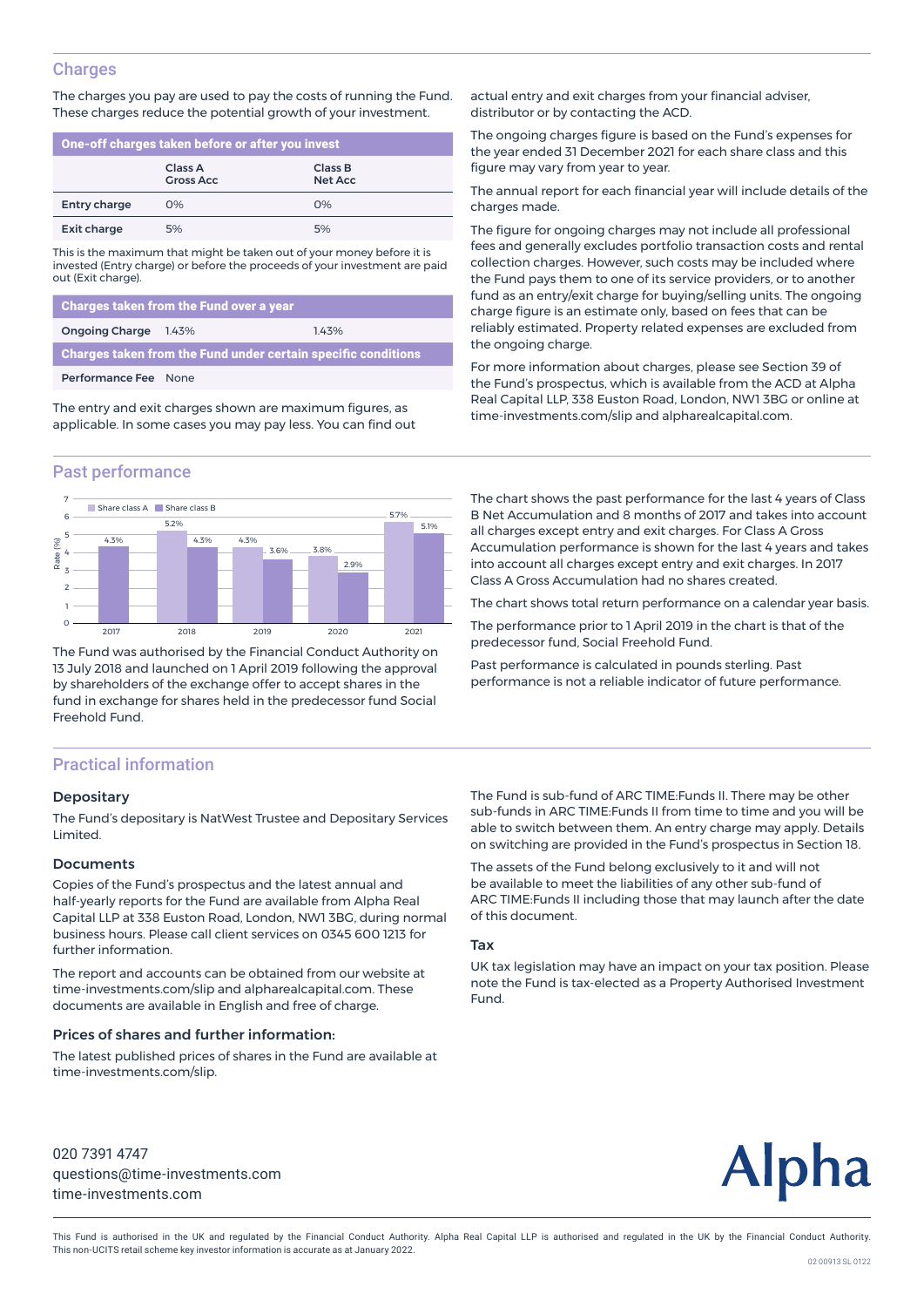## Charges

The charges you pay are used to pay the costs of running the Fund. These charges reduce the potential growth of your investment.

| One-off charges taken before or after you invest | | |
|---|---|---|
| | Class A Gross Acc | Class B Net Acc |
| Entry charge | 0% | 0% |
| Exit charge | 5% | 5% |

This is the maximum that might be taken out of your money before it is invested (Entry charge) or before the proceeds of your investment are paid out (Exit charge).

| Charges taken from the Fund over a year | | |
|---|---|---|
| Ongoing Charge | 1.43% | 1.43% |
| **Charges taken from the Fund under certain specific conditions** | | |
| Performance Fee | None | |

The entry and exit charges shown are maximum figures, as applicable. In some cases you may pay less. You can find out actual entry and exit charges from your financial adviser, distributor or by contacting the ACD.

The ongoing charges figure is based on the Fund's expenses for the year ended 31 December 2021 for each share class and this figure may vary from year to year.

The annual report for each financial year will include details of the charges made.

The figure for ongoing charges may not include all professional fees and generally excludes portfolio transaction costs and rental collection charges. However, such costs may be included where the Fund pays them to one of its service providers, or to another fund as an entry/exit charge for buying/selling units. The ongoing charge figure is an estimate only, based on fees that can be reliably estimated. Property related expenses are excluded from the ongoing charge.

For more information about charges, please see Section 39 of the Fund's prospectus, which is available from the ACD at Alpha Real Capital LLP, 338 Euston Road, London, NW1 3BG or online at time-investments.com/slip and alpharealcapital.com.

## Past performance

Share class A
Share class B
Rate (%)
7
6
5
4
3
2
1
0
4.3%
5.2%
4.3%
4.3%
3.6%
3.8%
2.9%
5.7%
5.1%
2017
2018
2019
2020
2021

The Fund was authorised by the Financial Conduct Authority on 13 July 2018 and launched on 1 April 2019 following the approval by shareholders of the exchange offer to accept shares in the fund in exchange for shares held in the predecessor fund Social Freehold Fund.

The chart shows the past performance for the last 4 years of Class B Net Accumulation and 8 months of 2017 and takes into account all charges except entry and exit charges. For Class A Gross Accumulation performance is shown for the last 4 years and takes into account all charges except entry and exit charges. In 2017 Class A Gross Accumulation had no shares created.

The chart shows total return performance on a calendar year basis.

The performance prior to 1 April 2019 in the chart is that of the predecessor fund, Social Freehold Fund.

Past performance is calculated in pounds sterling. Past performance is not a reliable indicator of future performance.

## Practical information

### Depositary

The Fund's depositary is NatWest Trustee and Depositary Services Limited.

### Documents

Copies of the Fund's prospectus and the latest annual and half-yearly reports for the Fund are available from Alpha Real Capital LLP at 338 Euston Road, London, NW1 3BG, during normal business hours. Please call client services on 0345 600 1213 for further information.

The report and accounts can be obtained from our website at time-investments.com/slip and alpharealcapital.com. These documents are available in English and free of charge.

### Prices of shares and further information:

The latest published prices of shares in the Fund are available at time-investments.com/slip.

The Fund is sub-fund of ARC TIME:Funds II. There may be other sub-funds in ARC TIME:Funds II from time to time and you will be able to switch between them. An entry charge may apply. Details on switching are provided in the Fund's prospectus in Section 18.

The assets of the Fund belong exclusively to it and will not be available to meet the liabilities of any other sub-fund of ARC TIME:Funds II including those that may launch after the date of this document.

### Tax

UK tax legislation may have an impact on your tax position. Please note the Fund is tax-elected as a Property Authorised Investment Fund.

020 7391 4747
questions@time-investments.com
time-investments.com

Alpha

This Fund is authorised in the UK and regulated by the Financial Conduct Authority. Alpha Real Capital LLP is authorised and regulated in the UK by the Financial Conduct Authority. This non-UCITS retail scheme key investor information is accurate as at January 2022.

02 00913 SL 0122